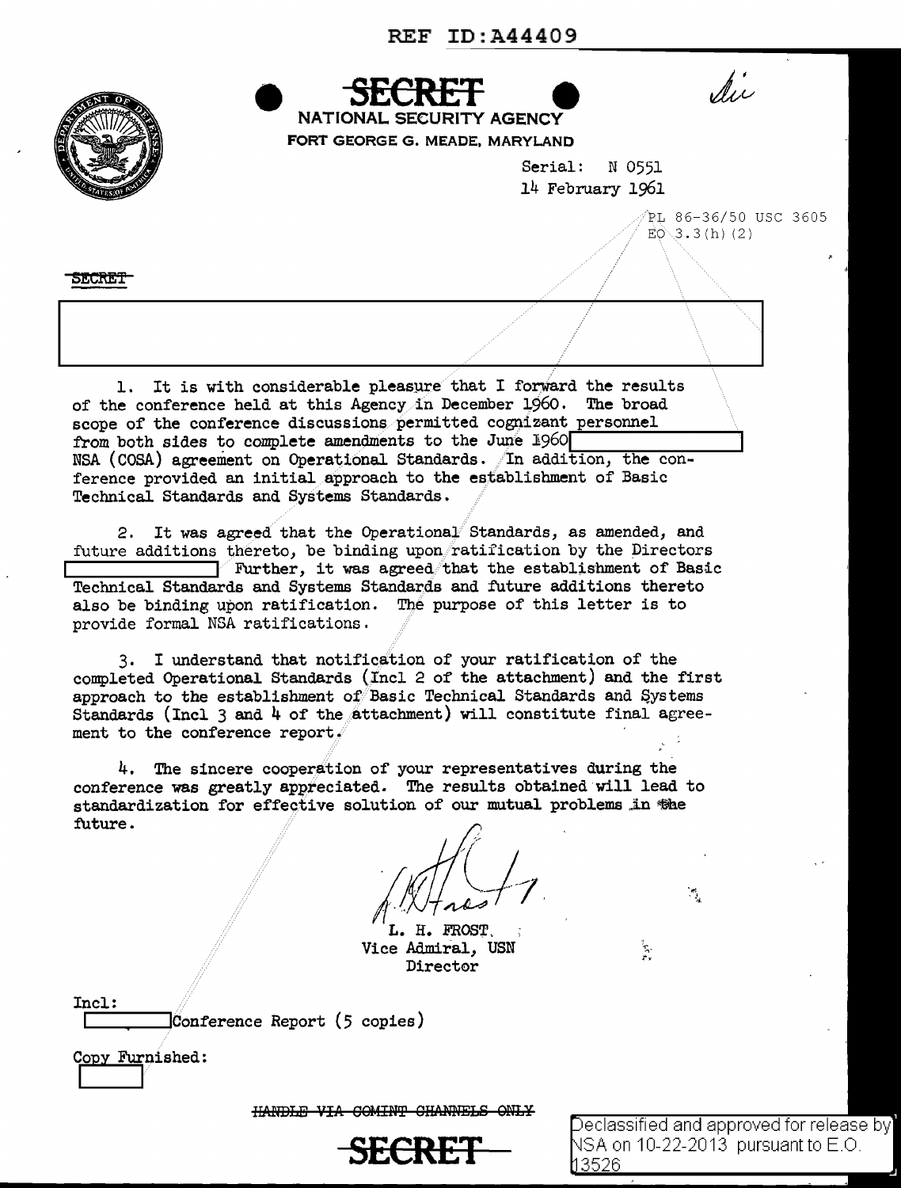REF ID:A44409

**SECRET**

NATIONAL SECURITY AGENCY
FORT GEORGE G. MEADE, MARYLAND

Serial: N 0551
14 February 1961

PL 86-36/50 USC 3605
EO 3.3(h)(2)

SECRET

1. It is with considerable pleasure that I forward the results of the conference held at this Agency in December 1960. The broad scope of the conference discussions permitted cognizant personnel from both sides to complete amendments to the June 1960 [redacted] NSA (COSA) agreement on Operational Standards. In addition, the conference provided an initial approach to the establishment of Basic Technical Standards and Systems Standards.

2. It was agreed that the Operational Standards, as amended, and future additions thereto, be binding upon ratification by the Directors [redacted] Further, it was agreed that the establishment of Basic Technical Standards and Systems Standards and future additions thereto also be binding upon ratification. The purpose of this letter is to provide formal NSA ratifications.

3. I understand that notification of your ratification of the completed Operational Standards (Incl 2 of the attachment) and the first approach to the establishment of Basic Technical Standards and Systems Standards (Incl 3 and 4 of the attachment) will constitute final agreement to the conference report.

4. The sincere cooperation of your representatives during the conference was greatly appreciated. The results obtained will lead to standardization for effective solution of our mutual problems in the future.

L. H. FROST
Vice Admiral, USN
Director

Incl:
[redacted] Conference Report (5 copies)

Copy Furnished:
[redacted]

~~HANDLE VIA COMINT CHANNELS ONLY~~

**SECRET**

Declassified and approved for release by NSA on 10-22-2013 pursuant to E.O. 13526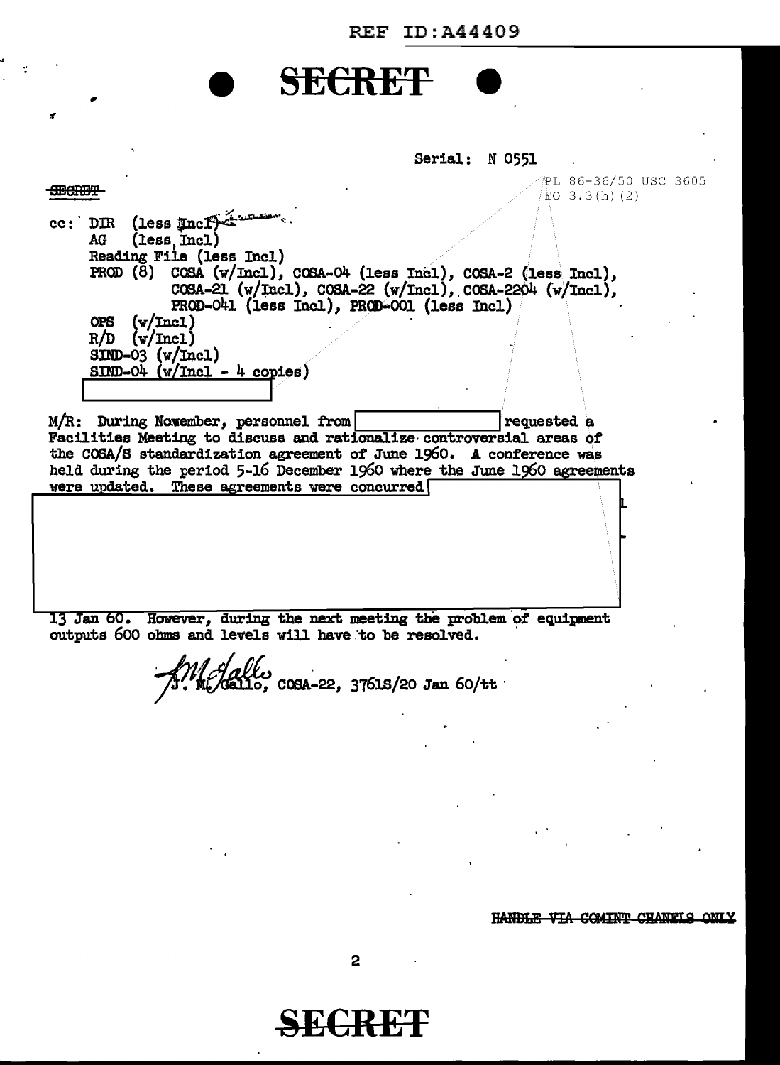REF ID:A44409

**SECRET**

Serial: N 0551

~~SECRET~~

PL 86-36/50 USC 3605
EO 3.3(h)(2)

cc: DIR (less Incl)
AG (less Incl)
Reading File (less Incl)
PROD (8) COSA (w/Incl), COSA-04 (less Incl), COSA-2 (less Incl),
COSA-21 (w/Incl), COSA-22 (w/Incl), COSA-2204 (w/Incl),
PROD-041 (less Incl), PROD-001 (less Incl)
OPS (w/Incl)
R/D (w/Incl)
SIND-03 (w/Incl)
SIND-04 (w/Incl - 4 copies)

M/R: During November, personnel from [redacted] requested a Facilities Meeting to discuss and rationalize controversial areas of the COSA/S standardization agreement of June 1960. A conference was held during the period 5-16 December 1960 where the June 1960 agreements were updated. These agreements were concurred [redacted]

13 Jan 60. However, during the next meeting the problem of equipment outputs 600 ohms and levels will have to be resolved.

J. M. Gallo, COSA-22, 3761S/20 Jan 60/tt

~~HANDLE VIA COMINT CHANNELS ONLY~~

**SECRET**